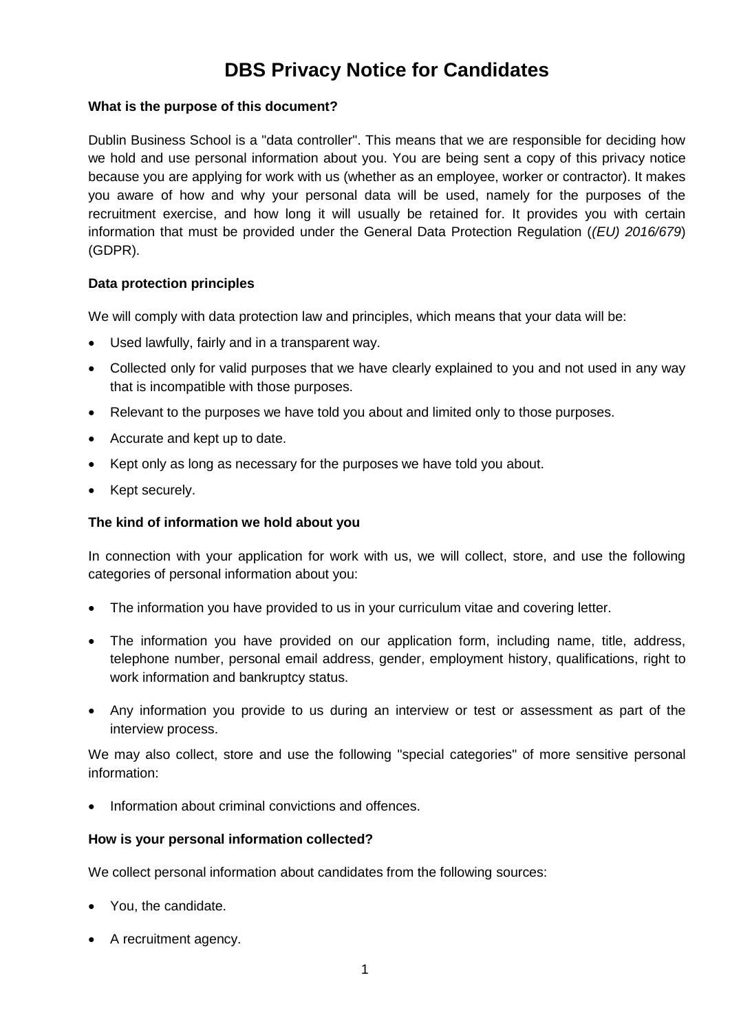# DBS Privacy Notice for Candidates

**What is the purpose of this document?**

Dublin Business School is a "data controller". This means that we are responsible for deciding how we hold and use personal information about you. You are being sent a copy of this privacy notice because you are applying for work with us (whether as an employee, worker or contractor). It makes you aware of how and why your personal data will be used, namely for the purposes of the recruitment exercise, and how long it will usually be retained for. It provides you with certain information that must be provided under the General Data Protection Regulation (*(EU) 2016/679*) (GDPR).

**Data protection principles**

We will comply with data protection law and principles, which means that your data will be:

- Used lawfully, fairly and in a transparent way.
- Collected only for valid purposes that we have clearly explained to you and not used in any way that is incompatible with those purposes.
- Relevant to the purposes we have told you about and limited only to those purposes.
- Accurate and kept up to date.
- Kept only as long as necessary for the purposes we have told you about.
- Kept securely.

**The kind of information we hold about you**

In connection with your application for work with us, we will collect, store, and use the following categories of personal information about you:

- The information you have provided to us in your curriculum vitae and covering letter.
- The information you have provided on our application form, including name, title, address, telephone number, personal email address, gender, employment history, qualifications, right to work information and bankruptcy status.
- Any information you provide to us during an interview or test or assessment as part of the interview process.

We may also collect, store and use the following "special categories" of more sensitive personal information:

- Information about criminal convictions and offences.

**How is your personal information collected?**

We collect personal information about candidates from the following sources:

- You, the candidate.
- A recruitment agency.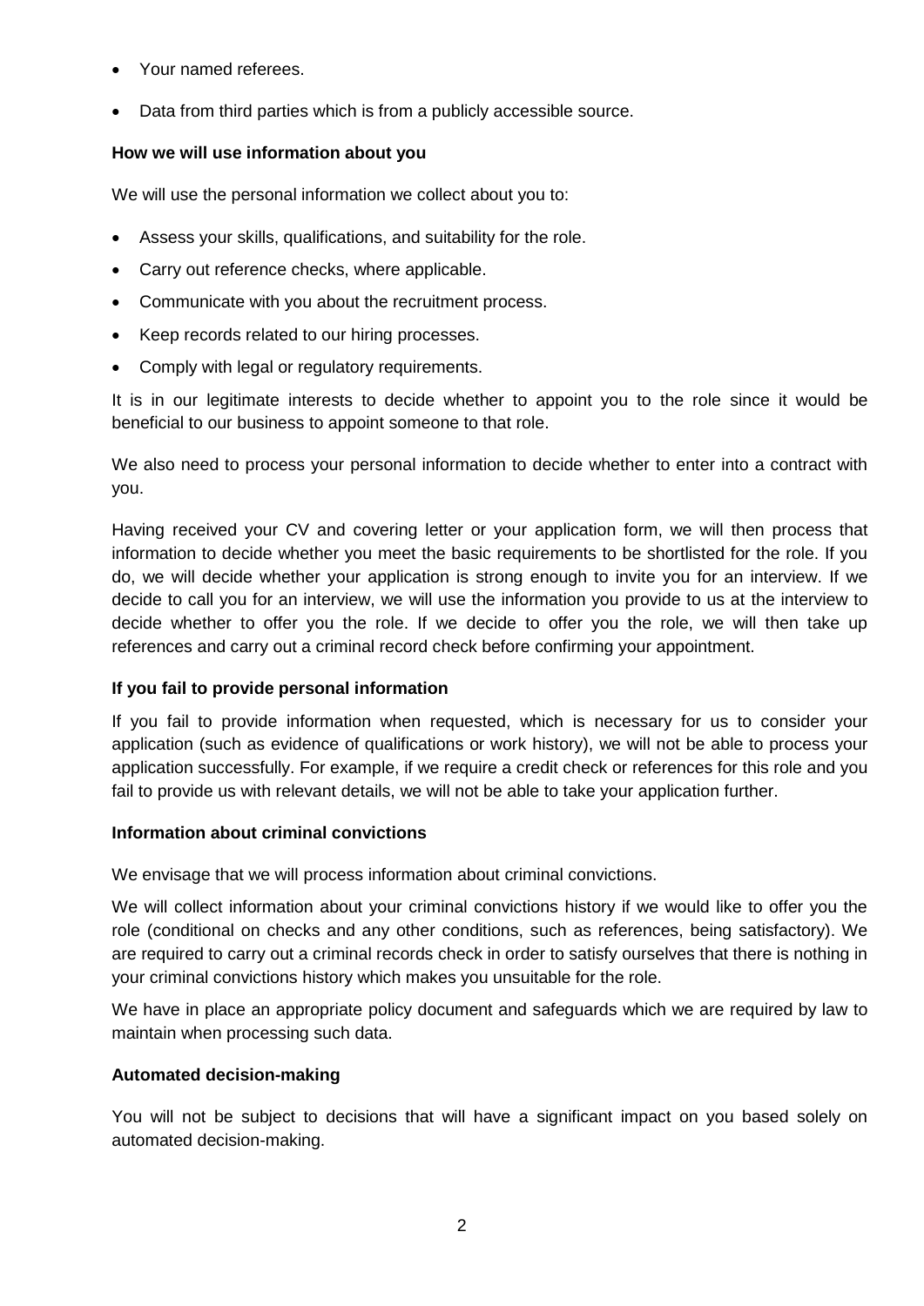- Your named referees.
- Data from third parties which is from a publicly accessible source.

**How we will use information about you**

We will use the personal information we collect about you to:

- Assess your skills, qualifications, and suitability for the role.
- Carry out reference checks, where applicable.
- Communicate with you about the recruitment process.
- Keep records related to our hiring processes.
- Comply with legal or regulatory requirements.

It is in our legitimate interests to decide whether to appoint you to the role since it would be beneficial to our business to appoint someone to that role.

We also need to process your personal information to decide whether to enter into a contract with you.

Having received your CV and covering letter or your application form, we will then process that information to decide whether you meet the basic requirements to be shortlisted for the role. If you do, we will decide whether your application is strong enough to invite you for an interview. If we decide to call you for an interview, we will use the information you provide to us at the interview to decide whether to offer you the role. If we decide to offer you the role, we will then take up references and carry out a criminal record check before confirming your appointment.

**If you fail to provide personal information**

If you fail to provide information when requested, which is necessary for us to consider your application (such as evidence of qualifications or work history), we will not be able to process your application successfully. For example, if we require a credit check or references for this role and you fail to provide us with relevant details, we will not be able to take your application further.

**Information about criminal convictions**

We envisage that we will process information about criminal convictions.

We will collect information about your criminal convictions history if we would like to offer you the role (conditional on checks and any other conditions, such as references, being satisfactory). We are required to carry out a criminal records check in order to satisfy ourselves that there is nothing in your criminal convictions history which makes you unsuitable for the role.

We have in place an appropriate policy document and safeguards which we are required by law to maintain when processing such data.

**Automated decision-making**

You will not be subject to decisions that will have a significant impact on you based solely on automated decision-making.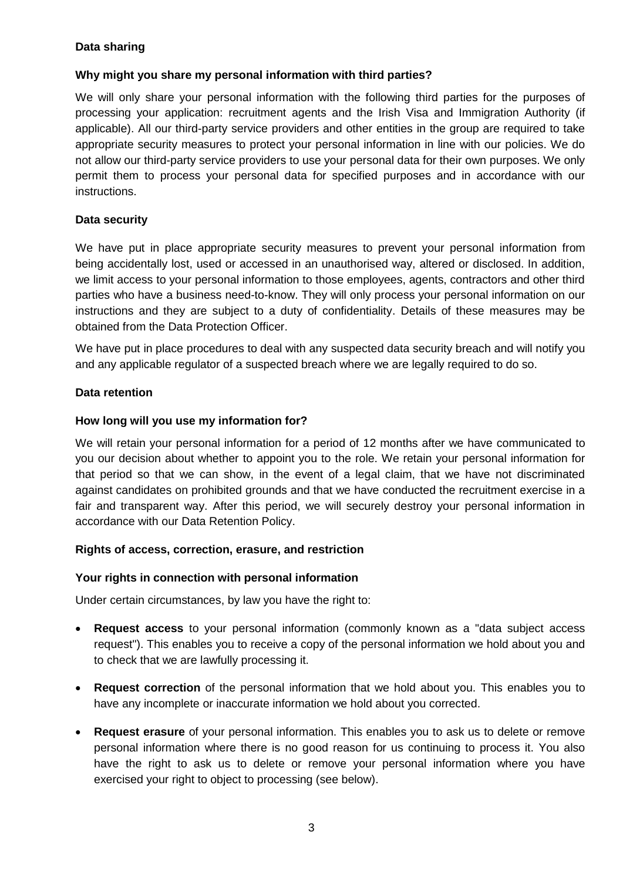## Data sharing

### Why might you share my personal information with third parties?

We will only share your personal information with the following third parties for the purposes of processing your application: recruitment agents and the Irish Visa and Immigration Authority (if applicable). All our third-party service providers and other entities in the group are required to take appropriate security measures to protect your personal information in line with our policies. We do not allow our third-party service providers to use your personal data for their own purposes. We only permit them to process your personal data for specified purposes and in accordance with our instructions.

## Data security

We have put in place appropriate security measures to prevent your personal information from being accidentally lost, used or accessed in an unauthorised way, altered or disclosed. In addition, we limit access to your personal information to those employees, agents, contractors and other third parties who have a business need-to-know. They will only process your personal information on our instructions and they are subject to a duty of confidentiality. Details of these measures may be obtained from the Data Protection Officer.

We have put in place procedures to deal with any suspected data security breach and will notify you and any applicable regulator of a suspected breach where we are legally required to do so.

## Data retention

### How long will you use my information for?

We will retain your personal information for a period of 12 months after we have communicated to you our decision about whether to appoint you to the role. We retain your personal information for that period so that we can show, in the event of a legal claim, that we have not discriminated against candidates on prohibited grounds and that we have conducted the recruitment exercise in a fair and transparent way. After this period, we will securely destroy your personal information in accordance with our Data Retention Policy.

## Rights of access, correction, erasure, and restriction

### Your rights in connection with personal information

Under certain circumstances, by law you have the right to:

- **Request access** to your personal information (commonly known as a "data subject access request"). This enables you to receive a copy of the personal information we hold about you and to check that we are lawfully processing it.
- **Request correction** of the personal information that we hold about you. This enables you to have any incomplete or inaccurate information we hold about you corrected.
- **Request erasure** of your personal information. This enables you to ask us to delete or remove personal information where there is no good reason for us continuing to process it. You also have the right to ask us to delete or remove your personal information where you have exercised your right to object to processing (see below).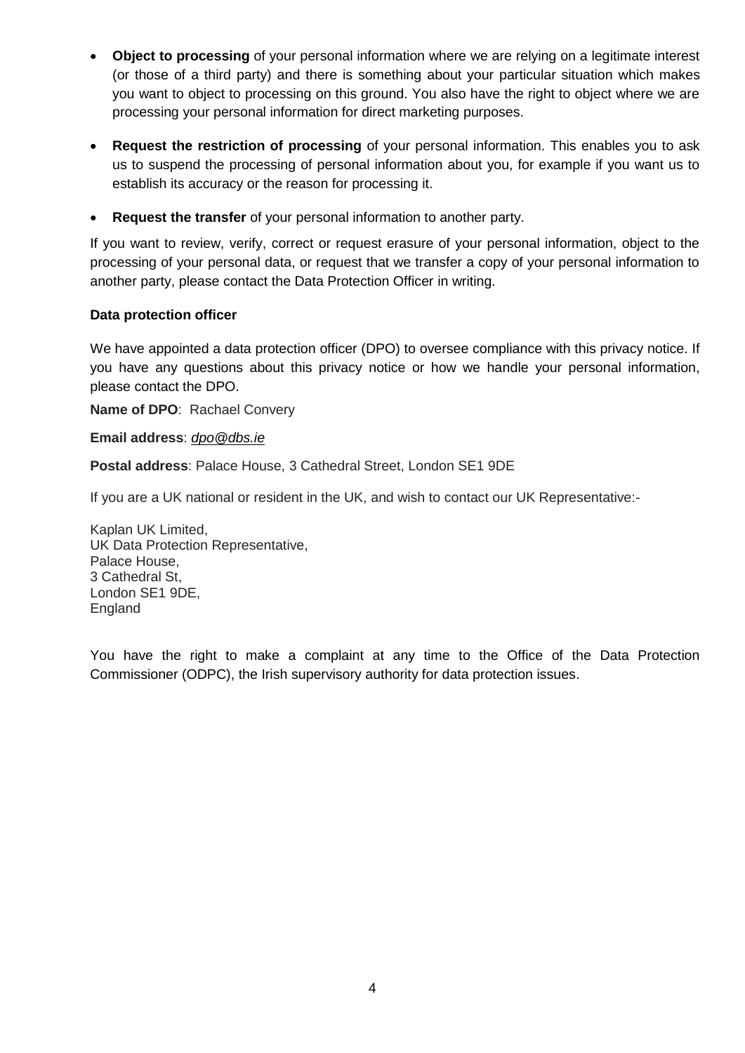- **Object to processing** of your personal information where we are relying on a legitimate interest (or those of a third party) and there is something about your particular situation which makes you want to object to processing on this ground. You also have the right to object where we are processing your personal information for direct marketing purposes.
- **Request the restriction of processing** of your personal information. This enables you to ask us to suspend the processing of personal information about you, for example if you want us to establish its accuracy or the reason for processing it.
- **Request the transfer** of your personal information to another party.

If you want to review, verify, correct or request erasure of your personal information, object to the processing of your personal data, or request that we transfer a copy of your personal information to another party, please contact the Data Protection Officer in writing.

**Data protection officer**

We have appointed a data protection officer (DPO) to oversee compliance with this privacy notice. If you have any questions about this privacy notice or how we handle your personal information, please contact the DPO.

**Name of DPO**: Rachael Convery

**Email address**: *dpo@dbs.ie*

**Postal address**: Palace House, 3 Cathedral Street, London SE1 9DE

If you are a UK national or resident in the UK, and wish to contact our UK Representative:-

Kaplan UK Limited,
UK Data Protection Representative,
Palace House,
3 Cathedral St,
London SE1 9DE,
England

You have the right to make a complaint at any time to the Office of the Data Protection Commissioner (ODPC), the Irish supervisory authority for data protection issues.